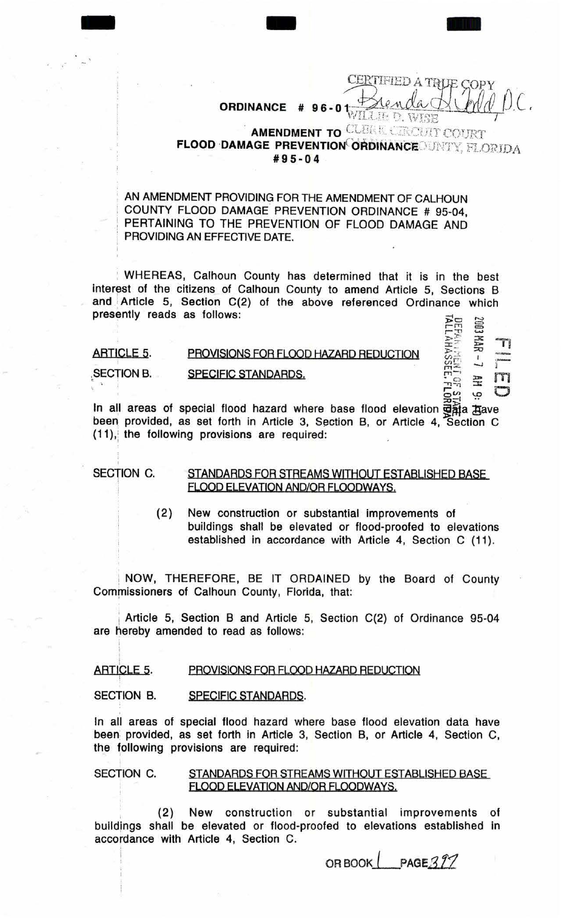CERTIFIED A TRUE COPY
Brenda H Todd D.C.
WILLIE D. WISE
CLERK CIRCUIT COURT
CALHOUN COUNTY, FLORIDA

**ORDINANCE # 96-01**

**AMENDMENT TO**
**FLOOD DAMAGE PREVENTION ORDINANCE**
**#95-04**

AN AMENDMENT PROVIDING FOR THE AMENDMENT OF CALHOUN COUNTY FLOOD DAMAGE PREVENTION ORDINANCE # 95-04, PERTAINING TO THE PREVENTION OF FLOOD DAMAGE AND PROVIDING AN EFFECTIVE DATE.

WHEREAS, Calhoun County has determined that it is in the best interest of the citizens of Calhoun County to amend Article 5, Sections B and Article 5, Section C(2) of the above referenced Ordinance which presently reads as follows:

FILED
2003 MAR -7 AM 9:
DEPARTMENT OF STATE
TALLAHASSEE, FLORIDA

<u>ARTICLE 5.</u> <u>PROVISIONS FOR FLOOD HAZARD REDUCTION</u>

SECTION B. <u>SPECIFIC STANDARDS.</u>

In all areas of special flood hazard where base flood elevation data have been provided, as set forth in Article 3, Section B, or Article 4, Section C (11), the following provisions are required:

SECTION C. <u>STANDARDS FOR STREAMS WITHOUT ESTABLISHED BASE FLOOD ELEVATION AND/OR FLOODWAYS.</u>

(2) New construction or substantial improvements of buildings shall be elevated or flood-proofed to elevations established in accordance with Article 4, Section C (11).

NOW, THEREFORE, BE IT ORDAINED by the Board of County Commissioners of Calhoun County, Florida, that:

Article 5, Section B and Article 5, Section C(2) of Ordinance 95-04 are hereby amended to read as follows:

<u>ARTICLE 5.</u> <u>PROVISIONS FOR FLOOD HAZARD REDUCTION</u>

SECTION B. <u>SPECIFIC STANDARDS</u>.

In all areas of special flood hazard where base flood elevation data have been provided, as set forth in Article 3, Section B, or Article 4, Section C, the following provisions are required:

SECTION C. <u>STANDARDS FOR STREAMS WITHOUT ESTABLISHED BASE FLOOD ELEVATION AND/OR FLOODWAYS.</u>

(2) New construction or substantial improvements of buildings shall be elevated or flood-proofed to elevations established in accordance with Article 4, Section C.

OR BOOK 1 PAGE 377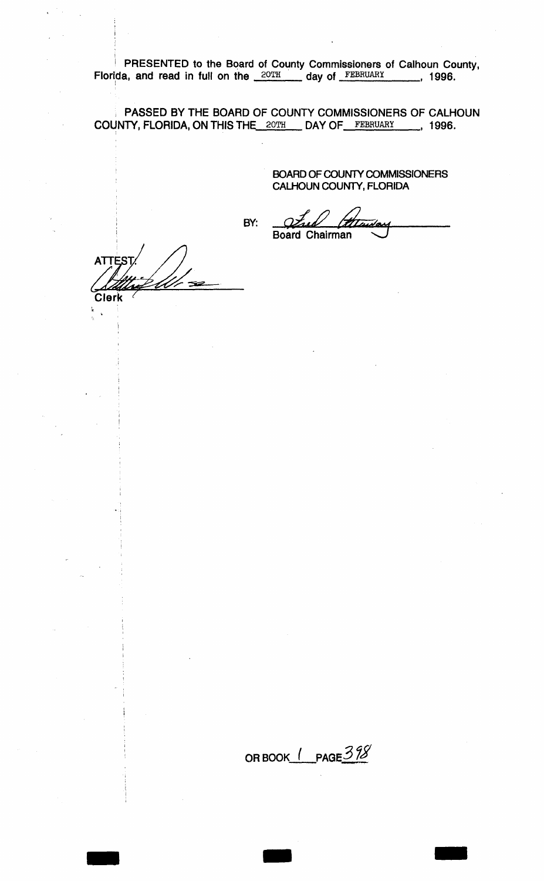PRESENTED to the Board of County Commissioners of Calhoun County, Florida, and read in full on the 20TH day of FEBRUARY, 1996.

PASSED BY THE BOARD OF COUNTY COMMISSIONERS OF CALHOUN COUNTY, FLORIDA, ON THIS THE 20TH DAY OF FEBRUARY, 1996.

BOARD OF COUNTY COMMISSIONERS
CALHOUN COUNTY, FLORIDA

BY: ______________________
Board Chairman

ATTEST:

______________________
Clerk

OR BOOK 1 PAGE 398